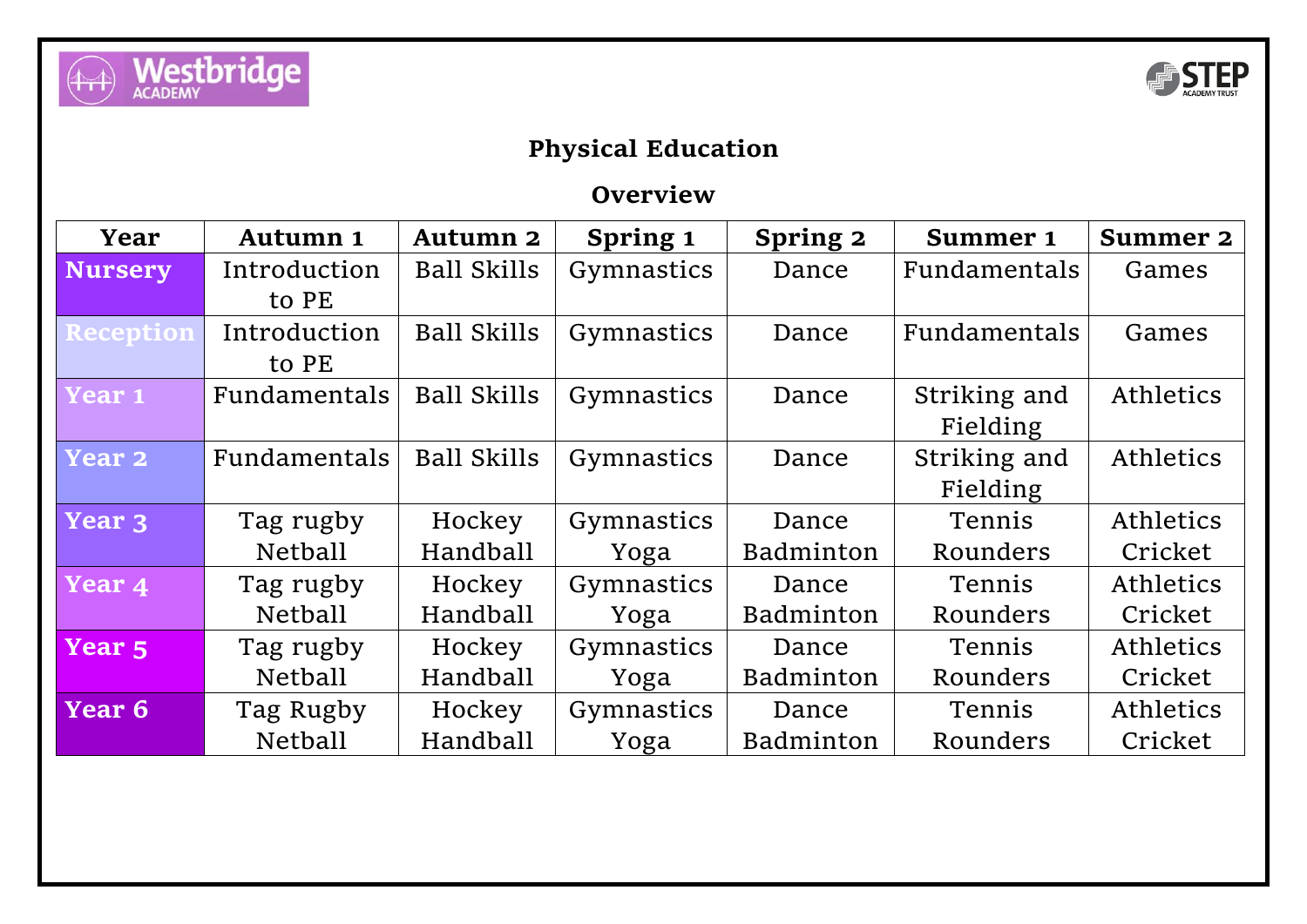# Physical Education

## Overview

| Year | Autumn 1 | Autumn 2 | Spring 1 | Spring 2 | Summer 1 | Summer 2 |
|---|---|---|---|---|---|---|
| **Nursery** | Introduction to PE | Ball Skills | Gymnastics | Dance | Fundamentals | Games |
| **Reception** | Introduction to PE | Ball Skills | Gymnastics | Dance | Fundamentals | Games |
| **Year 1** | Fundamentals | Ball Skills | Gymnastics | Dance | Striking and Fielding | Athletics |
| **Year 2** | Fundamentals | Ball Skills | Gymnastics | Dance | Striking and Fielding | Athletics |
| **Year 3** | Tag rugby Netball | Hockey Handball | Gymnastics Yoga | Dance Badminton | Tennis Rounders | Athletics Cricket |
| **Year 4** | Tag rugby Netball | Hockey Handball | Gymnastics Yoga | Dance Badminton | Tennis Rounders | Athletics Cricket |
| **Year 5** | Tag rugby Netball | Hockey Handball | Gymnastics Yoga | Dance Badminton | Tennis Rounders | Athletics Cricket |
| **Year 6** | Tag Rugby Netball | Hockey Handball | Gymnastics Yoga | Dance Badminton | Tennis Rounders | Athletics Cricket |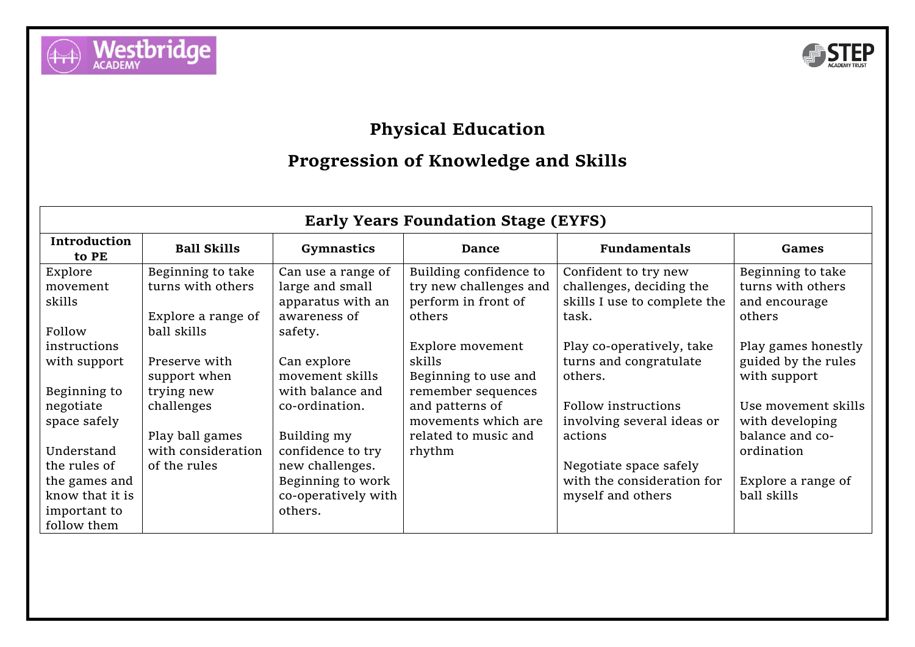# Physical Education

## Progression of Knowledge and Skills

| Early Years Foundation Stage (EYFS) | | | | | |
|---|---|---|---|---|---|
| **Introduction to PE** | **Ball Skills** | **Gymnastics** | **Dance** | **Fundamentals** | **Games** |
| Explore movement skills<br><br>Follow instructions with support<br><br>Beginning to negotiate space safely<br><br>Understand the rules of the games and know that it is important to follow them | Beginning to take turns with others<br><br>Explore a range of ball skills<br><br>Preserve with support when trying new challenges<br><br>Play ball games with consideration of the rules | Can use a range of large and small apparatus with an awareness of safety.<br><br>Can explore movement skills with balance and co-ordination.<br><br>Building my confidence to try new challenges. Beginning to work co-operatively with others. | Building confidence to try new challenges and perform in front of others<br><br>Explore movement skills<br>Beginning to use and remember sequences and patterns of movements which are related to music and rhythm | Confident to try new challenges, deciding the skills I use to complete the task.<br><br>Play co-operatively, take turns and congratulate others.<br><br>Follow instructions involving several ideas or actions<br><br>Negotiate space safely with the consideration for myself and others | Beginning to take turns with others and encourage others<br><br>Play games honestly guided by the rules with support<br><br>Use movement skills with developing balance and co-ordination<br><br>Explore a range of ball skills |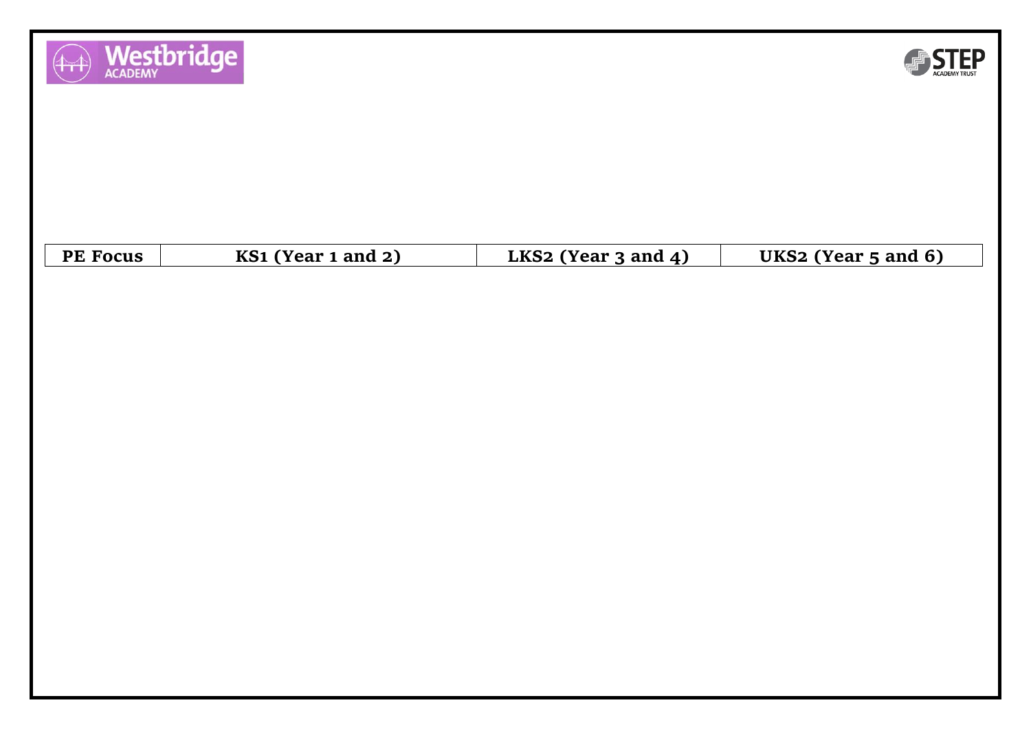| PE Focus | KS1 (Year 1 and 2) | LKS2 (Year 3 and 4) | UKS2 (Year 5 and 6) |
| --- | --- | --- | --- |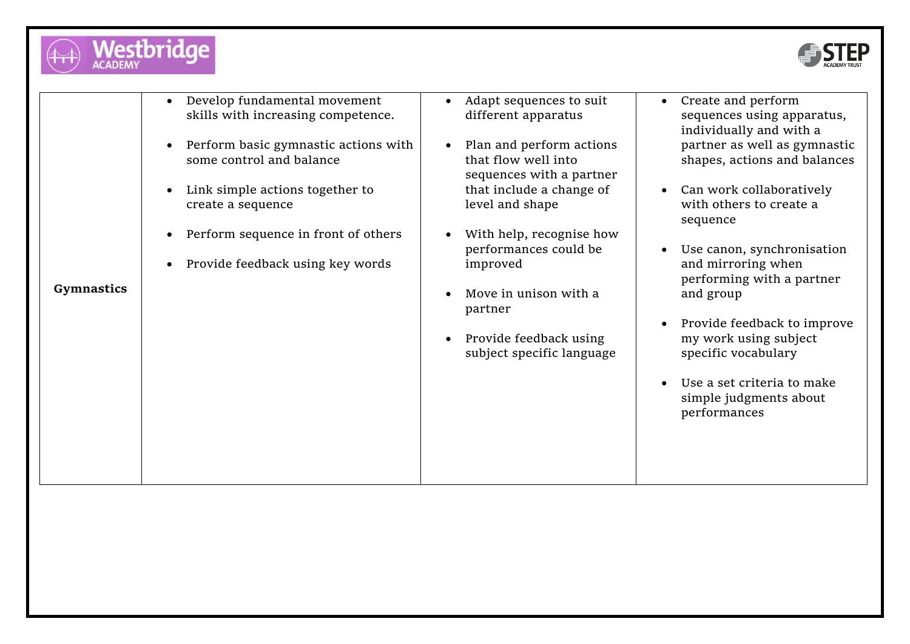| Gymnastics | <ul><li>Develop fundamental movement skills with increasing competence.</li><li>Perform basic gymnastic actions with some control and balance</li><li>Link simple actions together to create a sequence</li><li>Perform sequence in front of others</li><li>Provide feedback using key words</li></ul> | <ul><li>Adapt sequences to suit different apparatus</li><li>Plan and perform actions that flow well into sequences with a partner that include a change of level and shape</li><li>With help, recognise how performances could be improved</li><li>Move in unison with a partner</li><li>Provide feedback using subject specific language</li></ul> | <ul><li>Create and perform sequences using apparatus, individually and with a partner as well as gymnastic shapes, actions and balances</li><li>Can work collaboratively with others to create a sequence</li><li>Use canon, synchronisation and mirroring when performing with a partner and group</li><li>Provide feedback to improve my work using subject specific vocabulary</li><li>Use a set criteria to make simple judgments about performances</li></ul> |
|---|---|---|---|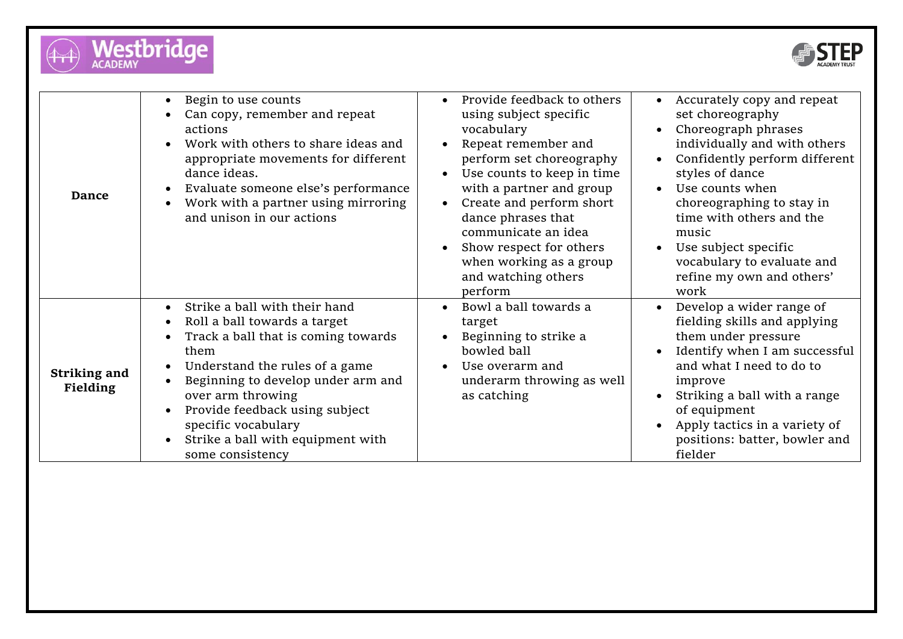| | | | |
|---|---|---|---|
| **Dance** | • Begin to use counts<br>• Can copy, remember and repeat actions<br>• Work with others to share ideas and appropriate movements for different dance ideas.<br>• Evaluate someone else's performance<br>• Work with a partner using mirroring and unison in our actions | • Provide feedback to others using subject specific vocabulary<br>• Repeat remember and perform set choreography<br>• Use counts to keep in time with a partner and group<br>• Create and perform short dance phrases that communicate an idea<br>• Show respect for others when working as a group and watching others perform | • Accurately copy and repeat set choreography<br>• Choreograph phrases individually and with others<br>• Confidently perform different styles of dance<br>• Use counts when choreographing to stay in time with others and the music<br>• Use subject specific vocabulary to evaluate and refine my own and others' work |
| **Striking and Fielding** | • Strike a ball with their hand<br>• Roll a ball towards a target<br>• Track a ball that is coming towards them<br>• Understand the rules of a game<br>• Beginning to develop under arm and over arm throwing<br>• Provide feedback using subject specific vocabulary<br>• Strike a ball with equipment with some consistency | • Bowl a ball towards a target<br>• Beginning to strike a bowled ball<br>• Use overarm and underarm throwing as well as catching | • Develop a wider range of fielding skills and applying them under pressure<br>• Identify when I am successful and what I need to do to improve<br>• Striking a ball with a range of equipment<br>• Apply tactics in a variety of positions: batter, bowler and fielder |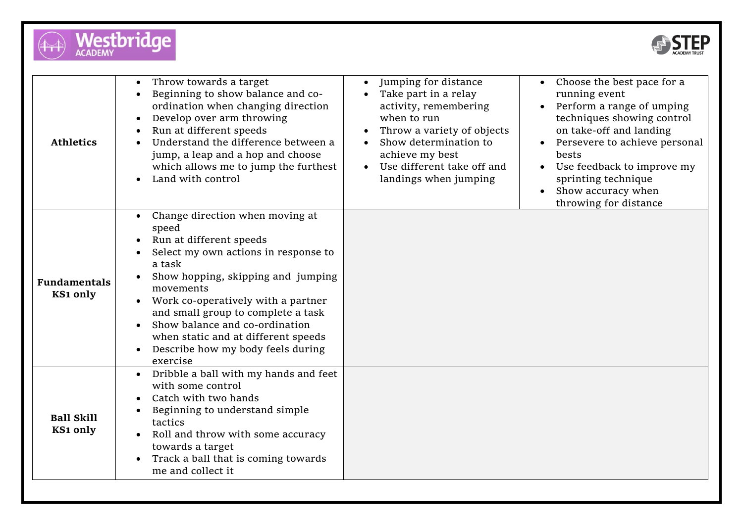| | | | |
|---|---|---|---|
| **Athletics** | • Throw towards a target<br>• Beginning to show balance and co-ordination when changing direction<br>• Develop over arm throwing<br>• Run at different speeds<br>• Understand the difference between a jump, a leap and a hop and choose which allows me to jump the furthest<br>• Land with control | • Jumping for distance<br>• Take part in a relay activity, remembering when to run<br>• Throw a variety of objects<br>• Show determination to achieve my best<br>• Use different take off and landings when jumping | • Choose the best pace for a running event<br>• Perform a range of umping techniques showing control on take-off and landing<br>• Persevere to achieve personal bests<br>• Use feedback to improve my sprinting technique<br>• Show accuracy when throwing for distance |
| **Fundamentals KS1 only** | • Change direction when moving at speed<br>• Run at different speeds<br>• Select my own actions in response to a task<br>• Show hopping, skipping and jumping movements<br>• Work co-operatively with a partner and small group to complete a task<br>• Show balance and co-ordination when static and at different speeds<br>• Describe how my body feels during exercise | | |
| **Ball Skill KS1 only** | • Dribble a ball with my hands and feet with some control<br>• Catch with two hands<br>• Beginning to understand simple tactics<br>• Roll and throw with some accuracy towards a target<br>• Track a ball that is coming towards me and collect it | | |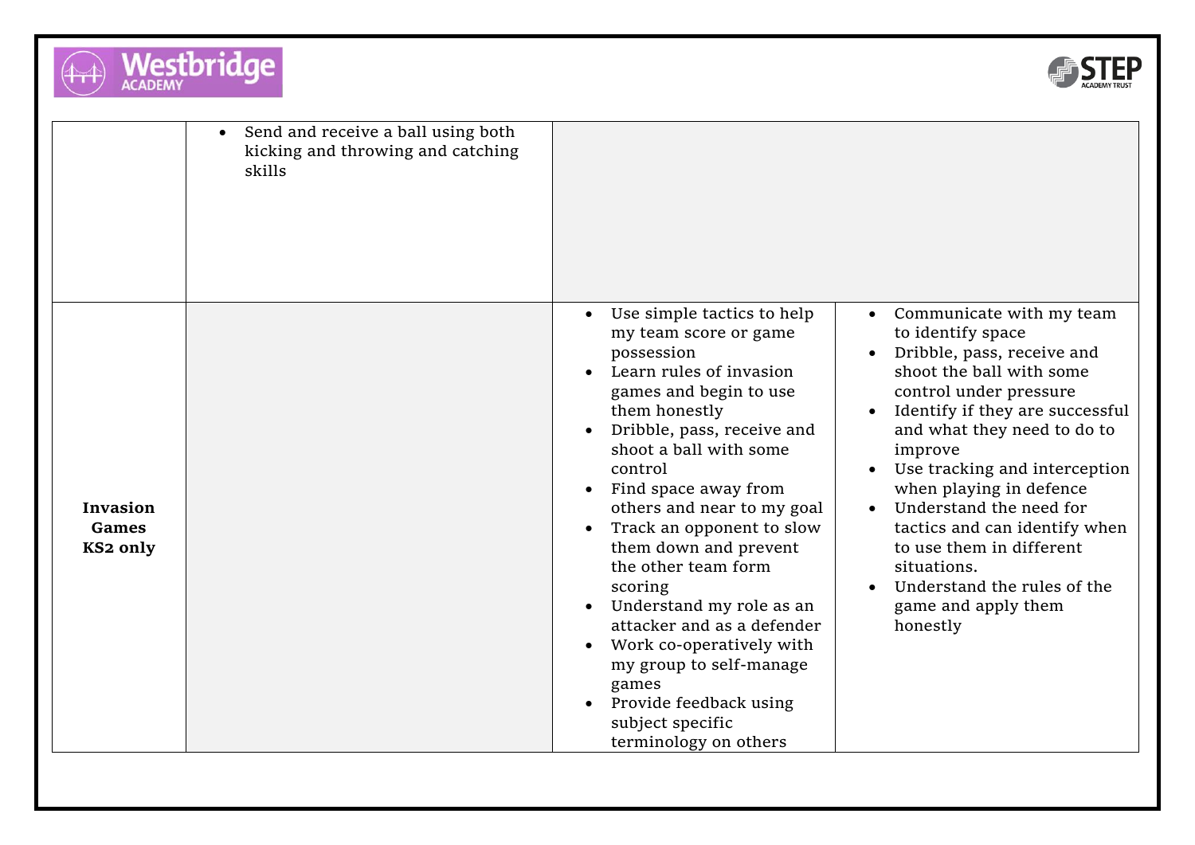| | | | |
|---|---|---|---|
| | • Send and receive a ball using both kicking and throwing and catching skills | | |
| **Invasion Games KS2 only** | | • Use simple tactics to help my team score or game possession<br>• Learn rules of invasion games and begin to use them honestly<br>• Dribble, pass, receive and shoot a ball with some control<br>• Find space away from others and near to my goal<br>• Track an opponent to slow them down and prevent the other team form scoring<br>• Understand my role as an attacker and as a defender<br>• Work co-operatively with my group to self-manage games<br>• Provide feedback using subject specific terminology on others | • Communicate with my team to identify space<br>• Dribble, pass, receive and shoot the ball with some control under pressure<br>• Identify if they are successful and what they need to do to improve<br>• Use tracking and interception when playing in defence<br>• Understand the need for tactics and can identify when to use them in different situations.<br>• Understand the rules of the game and apply them honestly |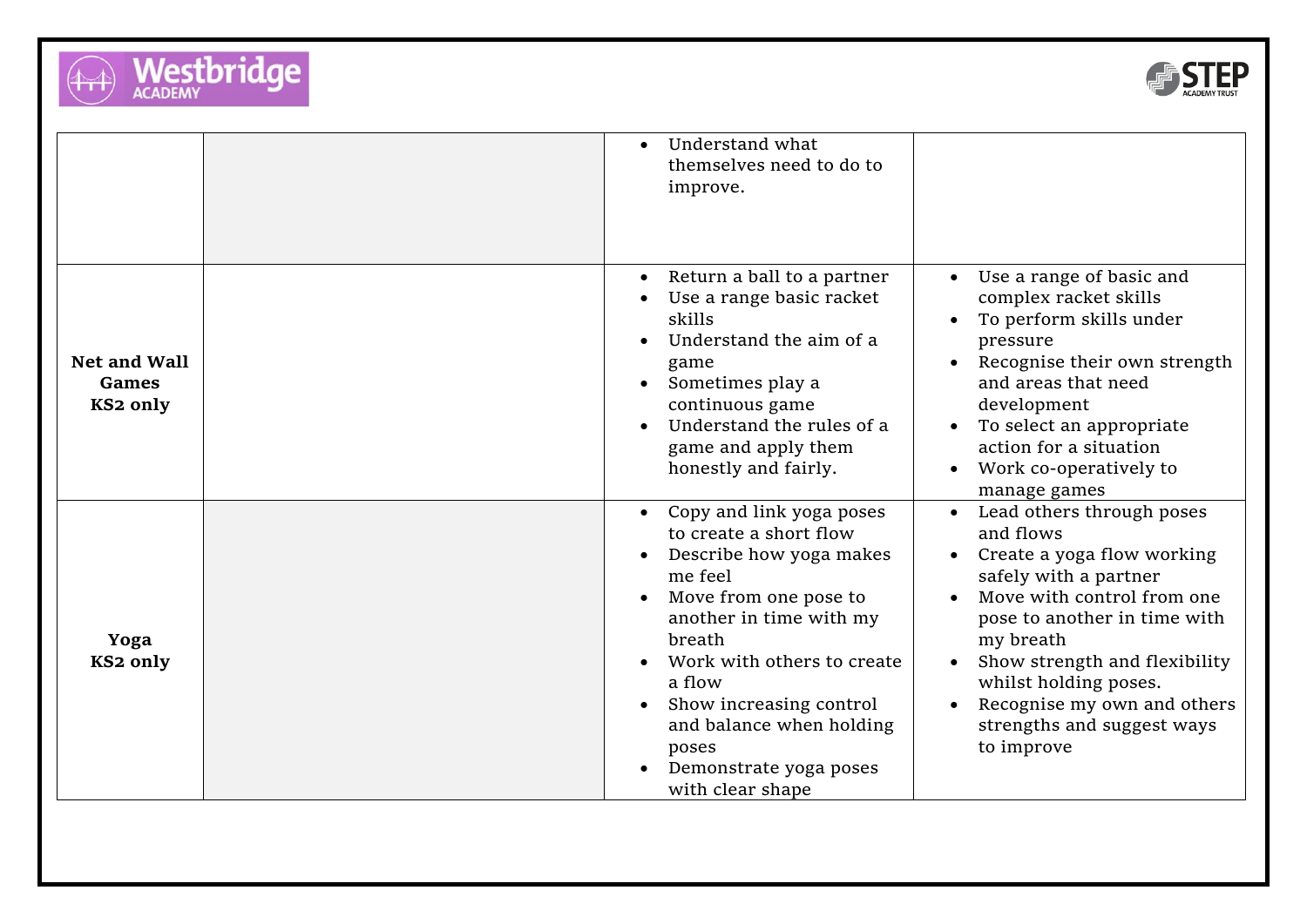|  |  |  |  |
|---|---|---|---|
|  |  | • Understand what themselves need to do to improve. |  |
| **Net and Wall Games KS2 only** |  | • Return a ball to a partner<br>• Use a range basic racket skills<br>• Understand the aim of a game<br>• Sometimes play a continuous game<br>• Understand the rules of a game and apply them honestly and fairly. | • Use a range of basic and complex racket skills<br>• To perform skills under pressure<br>• Recognise their own strength and areas that need development<br>• To select an appropriate action for a situation<br>• Work co-operatively to manage games |
| **Yoga KS2 only** |  | • Copy and link yoga poses to create a short flow<br>• Describe how yoga makes me feel<br>• Move from one pose to another in time with my breath<br>• Work with others to create a flow<br>• Show increasing control and balance when holding poses<br>• Demonstrate yoga poses with clear shape | • Lead others through poses and flows<br>• Create a yoga flow working safely with a partner<br>• Move with control from one pose to another in time with my breath<br>• Show strength and flexibility whilst holding poses.<br>• Recognise my own and others strengths and suggest ways to improve |